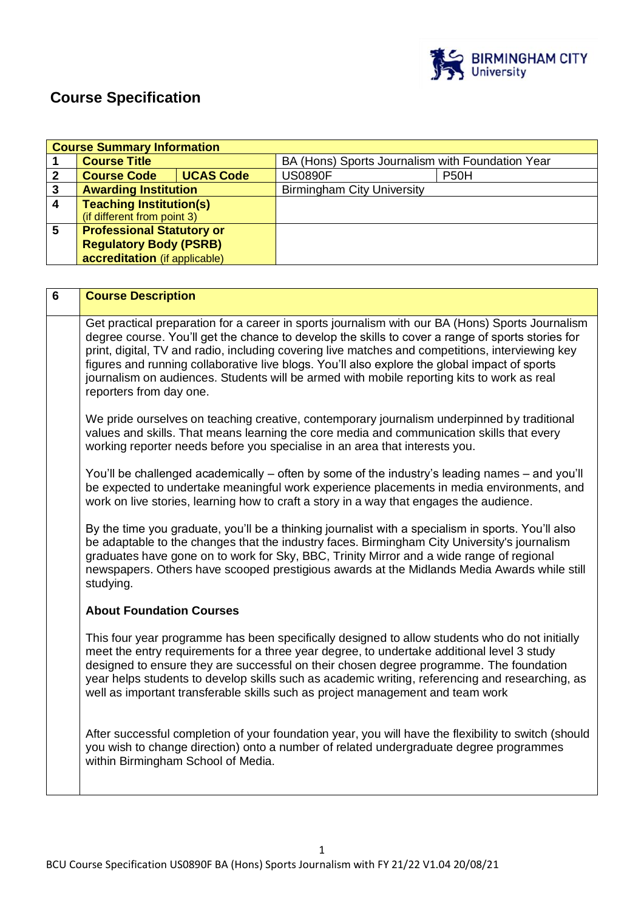# Course Specification

| Course Summary Information | | | | |
|---|---|---|---|---|
| 1 | **Course Title** | | BA (Hons) Sports Journalism with Foundation Year | |
| 2 | **Course Code** | **UCAS Code** | US0890F | P50H |
| 3 | **Awarding Institution** | | Birmingham City University | |
| 4 | **Teaching Institution(s)** (if different from point 3) | | | |
| 5 | **Professional Statutory or Regulatory Body (PSRB) accreditation** (if applicable) | | | |

| 6 | **Course Description** |
|---|---|
| | Get practical preparation for a career in sports journalism with our BA (Hons) Sports Journalism degree course. You'll get the chance to develop the skills to cover a range of sports stories for print, digital, TV and radio, including covering live matches and competitions, interviewing key figures and running collaborative live blogs. You'll also explore the global impact of sports journalism on audiences. Students will be armed with mobile reporting kits to work as real reporters from day one.<br><br>We pride ourselves on teaching creative, contemporary journalism underpinned by traditional values and skills. That means learning the core media and communication skills that every working reporter needs before you specialise in an area that interests you.<br><br>You'll be challenged academically – often by some of the industry's leading names – and you'll be expected to undertake meaningful work experience placements in media environments, and work on live stories, learning how to craft a story in a way that engages the audience.<br><br>By the time you graduate, you'll be a thinking journalist with a specialism in sports. You'll also be adaptable to the changes that the industry faces. Birmingham City University's journalism graduates have gone on to work for Sky, BBC, Trinity Mirror and a wide range of regional newspapers. Others have scooped prestigious awards at the Midlands Media Awards while still studying.<br><br>**About Foundation Courses**<br><br>This four year programme has been specifically designed to allow students who do not initially meet the entry requirements for a three year degree, to undertake additional level 3 study designed to ensure they are successful on their chosen degree programme. The foundation year helps students to develop skills such as academic writing, referencing and researching, as well as important transferable skills such as project management and team work<br><br>After successful completion of your foundation year, you will have the flexibility to switch (should you wish to change direction) onto a number of related undergraduate degree programmes within Birmingham School of Media. |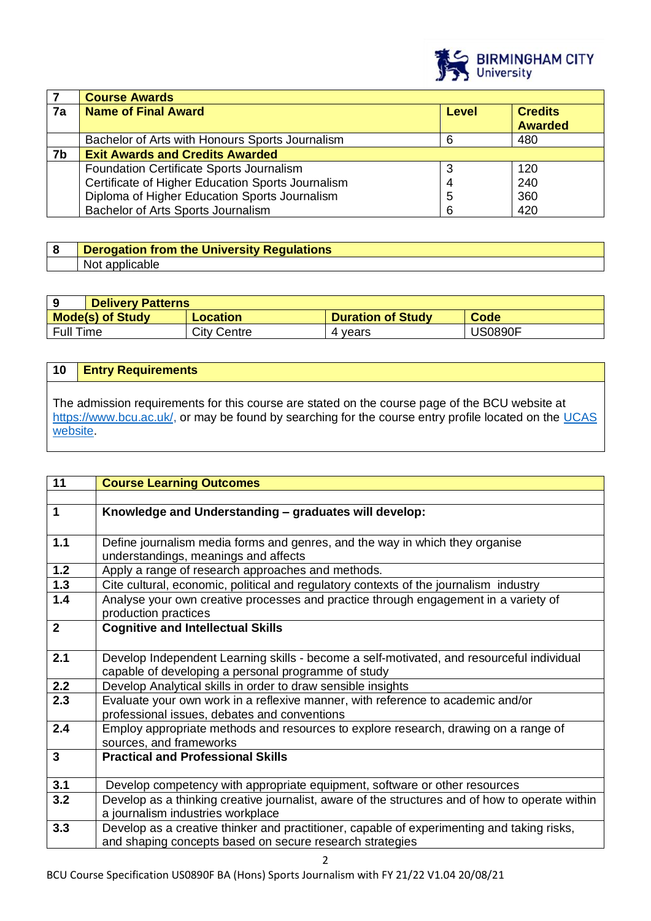| 7 | Course Awards | | |
|---|---|---|---|
| 7a | Name of Final Award | Level | Credits Awarded |
| | Bachelor of Arts with Honours Sports Journalism | 6 | 480 |
| 7b | Exit Awards and Credits Awarded | | |
| | Foundation Certificate Sports Journalism<br>Certificate of Higher Education Sports Journalism<br>Diploma of Higher Education Sports Journalism<br>Bachelor of Arts Sports Journalism | 3<br>4<br>5<br>6 | 120<br>240<br>360<br>420 |

| 8 | Derogation from the University Regulations |
|---|---|
| | Not applicable |

| 9 | Delivery Patterns | | |
|---|---|---|---|
| Mode(s) of Study | Location | Duration of Study | Code |
| Full Time | City Centre | 4 years | US0890F |

| 10 | Entry Requirements |
|---|---|
| | The admission requirements for this course are stated on the course page of the BCU website at https://www.bcu.ac.uk/, or may be found by searching for the course entry profile located on the UCAS website. |

| 11 | Course Learning Outcomes |
|---|---|
| | |
| 1 | **Knowledge and Understanding – graduates will develop:** |
| 1.1 | Define journalism media forms and genres, and the way in which they organise understandings, meanings and affects |
| 1.2 | Apply a range of research approaches and methods. |
| 1.3 | Cite cultural, economic, political and regulatory contexts of the journalism industry |
| 1.4 | Analyse your own creative processes and practice through engagement in a variety of production practices |
| 2 | **Cognitive and Intellectual Skills** |
| 2.1 | Develop Independent Learning skills - become a self-motivated, and resourceful individual capable of developing a personal programme of study |
| 2.2 | Develop Analytical skills in order to draw sensible insights |
| 2.3 | Evaluate your own work in a reflexive manner, with reference to academic and/or professional issues, debates and conventions |
| 2.4 | Employ appropriate methods and resources to explore research, drawing on a range of sources, and frameworks |
| 3 | **Practical and Professional Skills** |
| 3.1 | Develop competency with appropriate equipment, software or other resources |
| 3.2 | Develop as a thinking creative journalist, aware of the structures and of how to operate within a journalism industries workplace |
| 3.3 | Develop as a creative thinker and practitioner, capable of experimenting and taking risks, and shaping concepts based on secure research strategies |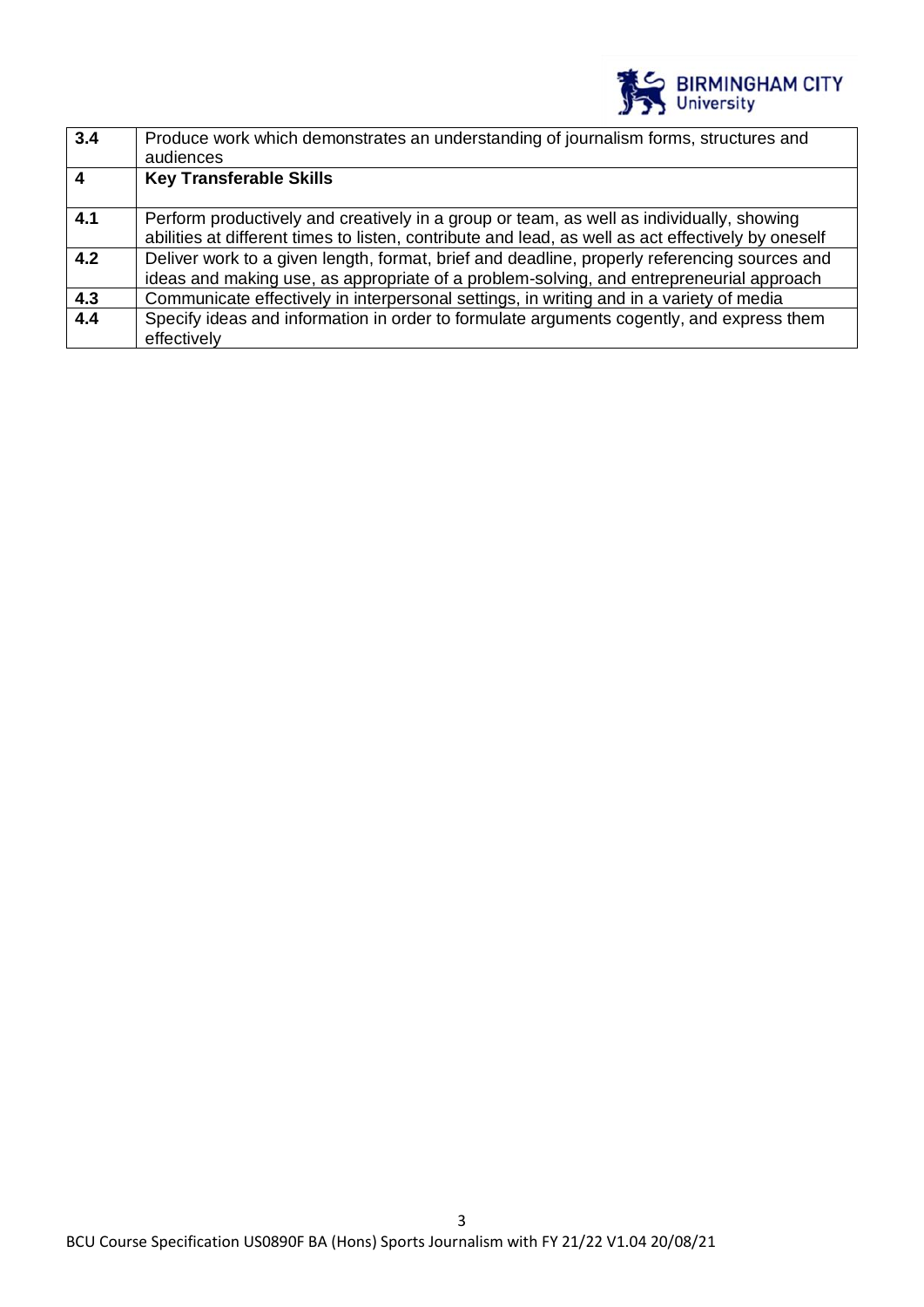| | |
|---|---|
| **3.4** | Produce work which demonstrates an understanding of journalism forms, structures and audiences |
| **4** | **Key Transferable Skills** |
| **4.1** | Perform productively and creatively in a group or team, as well as individually, showing abilities at different times to listen, contribute and lead, as well as act effectively by oneself |
| **4.2** | Deliver work to a given length, format, brief and deadline, properly referencing sources and ideas and making use, as appropriate of a problem-solving, and entrepreneurial approach |
| **4.3** | Communicate effectively in interpersonal settings, in writing and in a variety of media |
| **4.4** | Specify ideas and information in order to formulate arguments cogently, and express them effectively |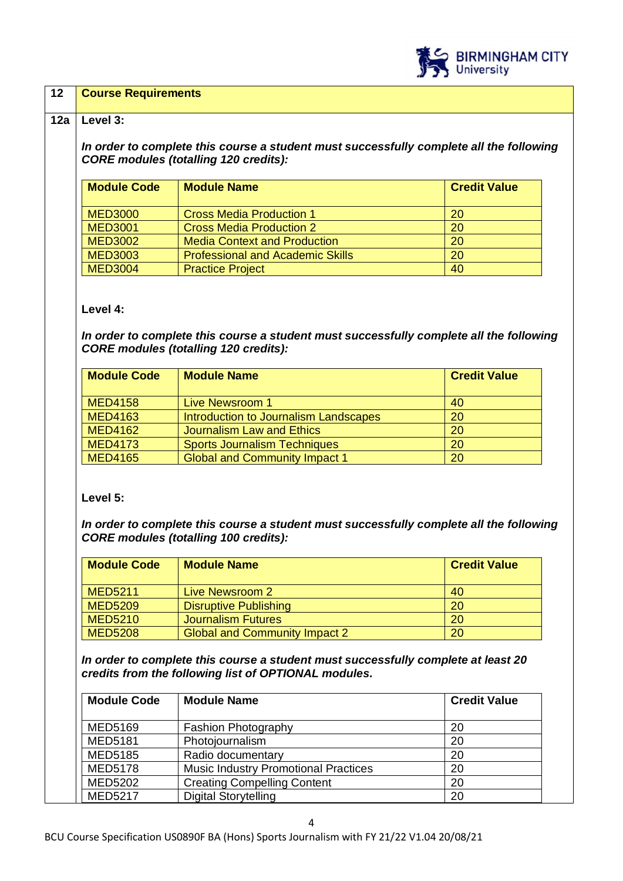## 12 Course Requirements

### 12a Level 3:

***In order to complete this course a student must successfully complete all the following CORE modules (totalling 120 credits):***

| Module Code | Module Name | Credit Value |
|---|---|---|
| MED3000 | Cross Media Production 1 | 20 |
| MED3001 | Cross Media Production 2 | 20 |
| MED3002 | Media Context and Production | 20 |
| MED3003 | Professional and Academic Skills | 20 |
| MED3004 | Practice Project | 40 |

**Level 4:**

***In order to complete this course a student must successfully complete all the following CORE modules (totalling 120 credits):***

| Module Code | Module Name | Credit Value |
|---|---|---|
| MED4158 | Live Newsroom 1 | 40 |
| MED4163 | Introduction to Journalism Landscapes | 20 |
| MED4162 | Journalism Law and Ethics | 20 |
| MED4173 | Sports Journalism Techniques | 20 |
| MED4165 | Global and Community Impact 1 | 20 |

**Level 5:**

***In order to complete this course a student must successfully complete all the following CORE modules (totalling 100 credits):***

| Module Code | Module Name | Credit Value |
|---|---|---|
| MED5211 | Live Newsroom 2 | 40 |
| MED5209 | Disruptive Publishing | 20 |
| MED5210 | Journalism Futures | 20 |
| MED5208 | Global and Community Impact 2 | 20 |

***In order to complete this course a student must successfully complete at least 20 credits from the following list of OPTIONAL modules.***

| Module Code | Module Name | Credit Value |
|---|---|---|
| MED5169 | Fashion Photography | 20 |
| MED5181 | Photojournalism | 20 |
| MED5185 | Radio documentary | 20 |
| MED5178 | Music Industry Promotional Practices | 20 |
| MED5202 | Creating Compelling Content | 20 |
| MED5217 | Digital Storytelling | 20 |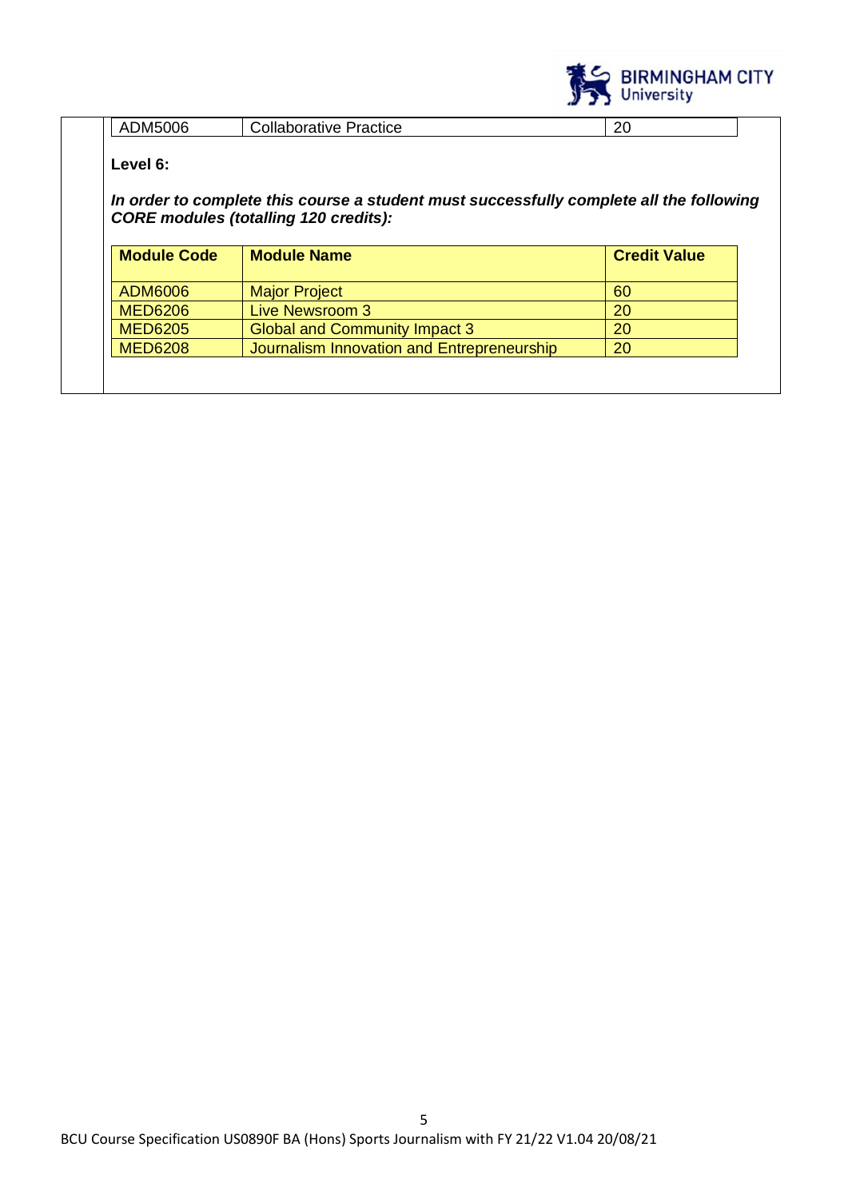| ADM5006 | Collaborative Practice | 20 |
|---|---|---|

**Level 6:**

***In order to complete this course a student must successfully complete all the following CORE modules (totalling 120 credits):***

| Module Code | Module Name | Credit Value |
|---|---|---|
| ADM6006 | Major Project | 60 |
| MED6206 | Live Newsroom 3 | 20 |
| MED6205 | Global and Community Impact 3 | 20 |
| MED6208 | Journalism Innovation and Entrepreneurship | 20 |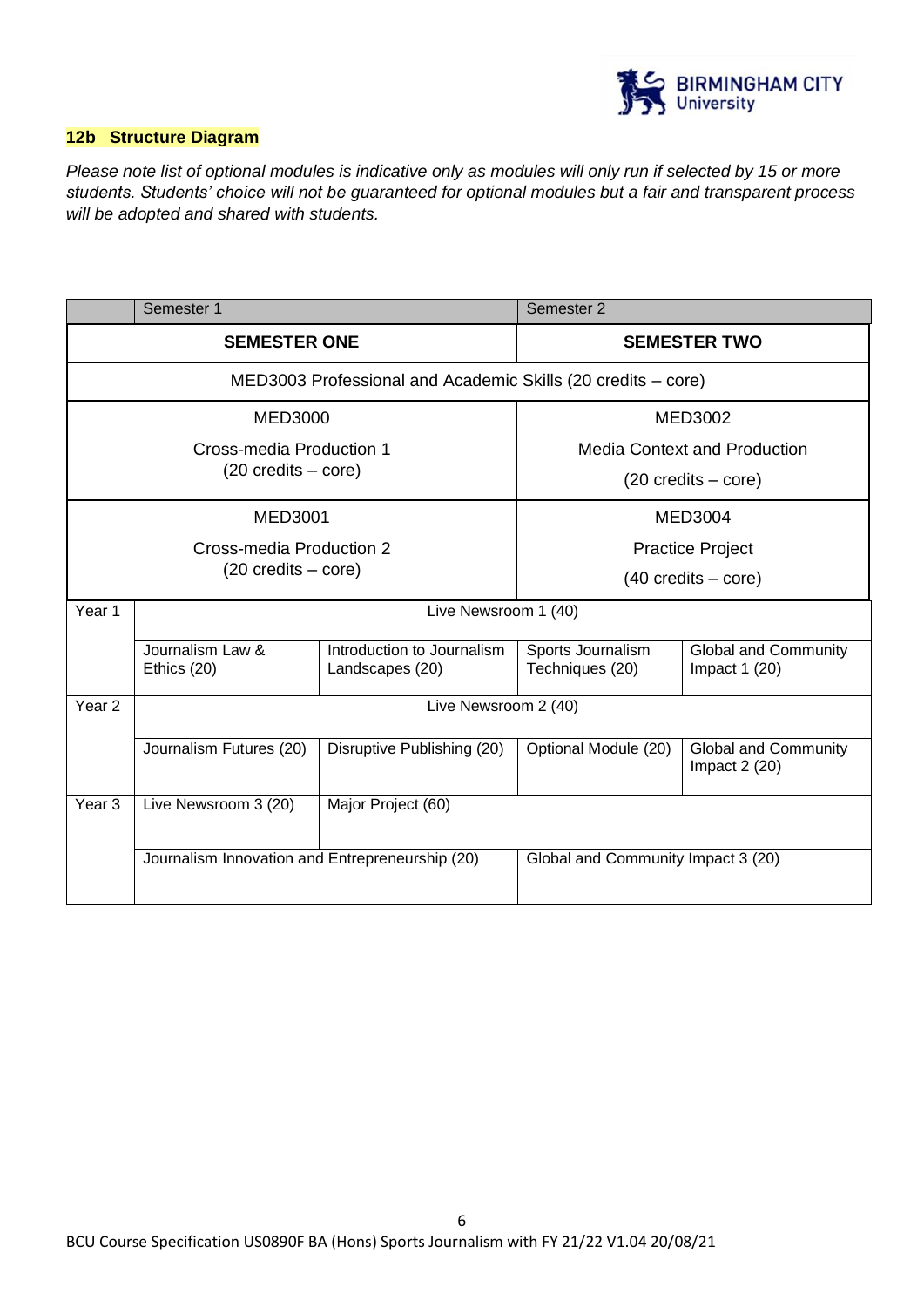**12b Structure Diagram**

*Please note list of optional modules is indicative only as modules will only run if selected by 15 or more students. Students' choice will not be guaranteed for optional modules but a fair and transparent process will be adopted and shared with students.*

| | Semester 1 | | Semester 2 | |
|---|---|---|---|---|
| | **SEMESTER ONE** | | **SEMESTER TWO** | |
| | MED3003 Professional and Academic Skills (20 credits – core) | | | |
| | MED3000 Cross-media Production 1 (20 credits – core) | | MED3002 Media Context and Production (20 credits – core) | |
| | MED3001 Cross-media Production 2 (20 credits – core) | | MED3004 Practice Project (40 credits – core) | |
| Year 1 | Live Newsroom 1 (40) | | | |
| | Journalism Law & Ethics (20) | Introduction to Journalism Landscapes (20) | Sports Journalism Techniques (20) | Global and Community Impact 1 (20) |
| Year 2 | Live Newsroom 2 (40) | | | |
| | Journalism Futures (20) | Disruptive Publishing (20) | Optional Module (20) | Global and Community Impact 2 (20) |
| Year 3 | Live Newsroom 3 (20) | Major Project (60) | | |
| | Journalism Innovation and Entrepreneurship (20) | | Global and Community Impact 3 (20) | |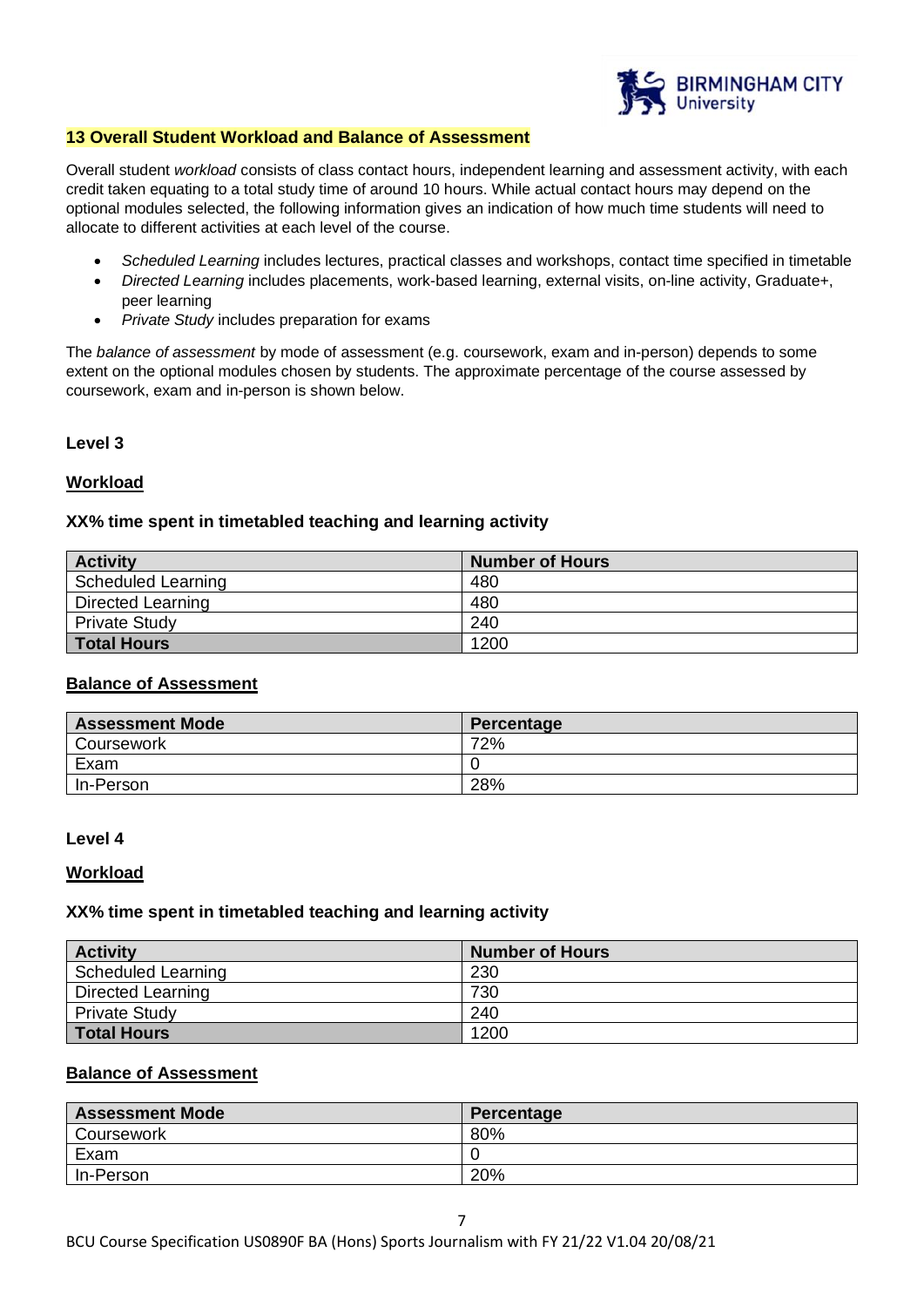## 13 Overall Student Workload and Balance of Assessment

Overall student *workload* consists of class contact hours, independent learning and assessment activity, with each credit taken equating to a total study time of around 10 hours. While actual contact hours may depend on the optional modules selected, the following information gives an indication of how much time students will need to allocate to different activities at each level of the course.

- *Scheduled Learning* includes lectures, practical classes and workshops, contact time specified in timetable
- *Directed Learning* includes placements, work-based learning, external visits, on-line activity, Graduate+, peer learning
- *Private Study* includes preparation for exams

The *balance of assessment* by mode of assessment (e.g. coursework, exam and in-person) depends to some extent on the optional modules chosen by students. The approximate percentage of the course assessed by coursework, exam and in-person is shown below.

### Level 3

**Workload**

**XX% time spent in timetabled teaching and learning activity**

| Activity | Number of Hours |
|---|---|
| Scheduled Learning | 480 |
| Directed Learning | 480 |
| Private Study | 240 |
| **Total Hours** | 1200 |

**Balance of Assessment**

| Assessment Mode | Percentage |
|---|---|
| Coursework | 72% |
| Exam | 0 |
| In-Person | 28% |

### Level 4

**Workload**

**XX% time spent in timetabled teaching and learning activity**

| Activity | Number of Hours |
|---|---|
| Scheduled Learning | 230 |
| Directed Learning | 730 |
| Private Study | 240 |
| **Total Hours** | 1200 |

**Balance of Assessment**

| Assessment Mode | Percentage |
|---|---|
| Coursework | 80% |
| Exam | 0 |
| In-Person | 20% |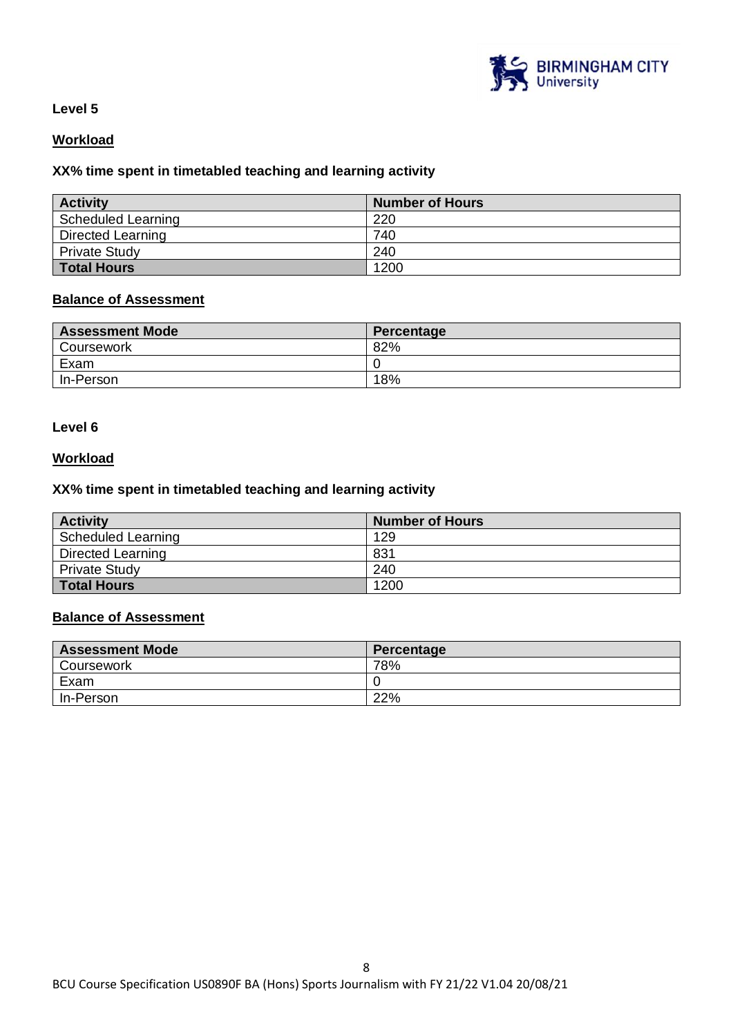**Level 5**

**Workload**

**XX% time spent in timetabled teaching and learning activity**

| Activity | Number of Hours |
|---|---|
| Scheduled Learning | 220 |
| Directed Learning | 740 |
| Private Study | 240 |
| **Total Hours** | 1200 |

**Balance of Assessment**

| Assessment Mode | Percentage |
|---|---|
| Coursework | 82% |
| Exam | 0 |
| In-Person | 18% |

**Level 6**

**Workload**

**XX% time spent in timetabled teaching and learning activity**

| Activity | Number of Hours |
|---|---|
| Scheduled Learning | 129 |
| Directed Learning | 831 |
| Private Study | 240 |
| **Total Hours** | 1200 |

**Balance of Assessment**

| Assessment Mode | Percentage |
|---|---|
| Coursework | 78% |
| Exam | 0 |
| In-Person | 22% |